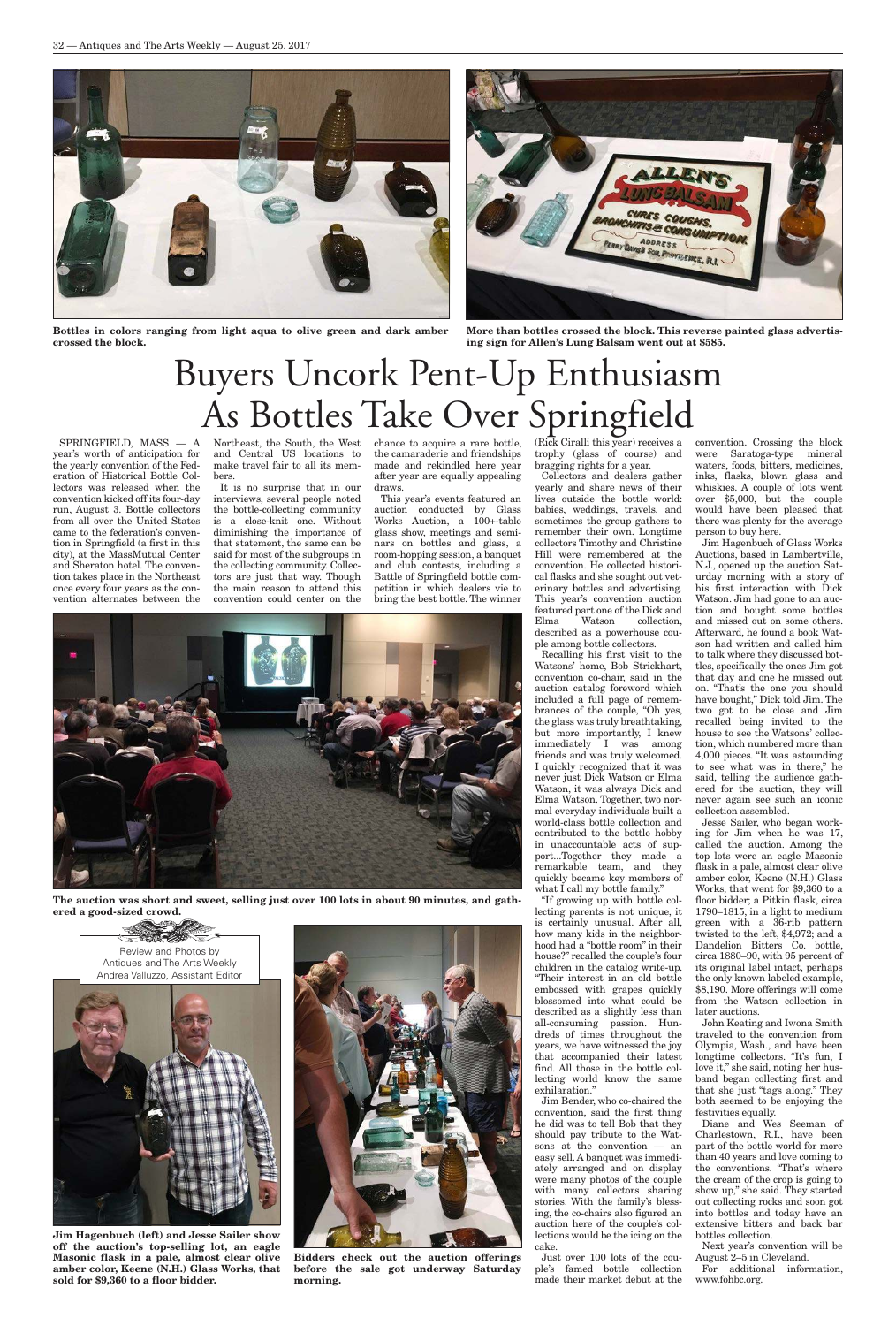Bottles in colors ranging from light aqua to olive green and dark amber crossed the block.

More than bottles crossed the block. This reverse painted glass advertising sign for Allen's Lung Balsam went out at $585.

# Buyers Uncork Pent-Up Enthusiasm As Bottles Take Over Springfield

SPRINGFIELD, MASS — A year's worth of anticipation for the yearly convention of the Federation of Historical Bottle Collectors was released when the convention kicked off its four-day run, August 3. Bottle collectors from all over the United States came to the federation's convention in Springfield (a first in this city), at the MassMutual Center and Sheraton hotel. The convention takes place in the Northeast once every four years as the convention alternates between the Northeast, the South, the West and Central US locations to make travel fair to all its members.

It is no surprise that in our interviews, several people noted the bottle-collecting community is a close-knit one. Without diminishing the importance of that statement, the same can be said for most of the subgroups in the collecting community. Collectors are just that way. Though the main reason to attend this convention could center on the chance to acquire a rare bottle, the camaraderie and friendships made and rekindled here year after year are equally appealing draws.

This year's events featured an auction conducted by Glass Works Auction, a 100+-table glass show, meetings and seminars on bottles and glass, a room-hopping session, a banquet and club contests, including a Battle of Springfield bottle competition in which dealers vie to bring the best bottle. The winner (Rick Ciralli this year) receives a trophy (glass of course) and bragging rights for a year.

Collectors and dealers gather yearly and share news of their lives outside the bottle world: babies, weddings, travels, and sometimes the group gathers to remember their own. Longtime collectors Timothy and Christine Hill were remembered at the convention. He collected historical flasks and she sought out veterinary bottles and advertising. This year's convention auction featured part one of the Dick and Elma Watson collection, described as a powerhouse couple among bottle collectors.

Recalling his first visit to the Watsons' home, Bob Strickhart, convention co-chair, said in the auction catalog foreword which included a full page of remembrances of the couple, "Oh yes, the glass was truly breathtaking, but more importantly, I knew immediately I was among friends and was truly welcomed. I quickly recognized that it was never just Dick Watson or Elma Watson, it was always Dick and Elma Watson. Together, two normal everyday individuals built a world-class bottle collection and contributed to the bottle hobby in unaccountable acts of support…Together they made a remarkable team, and they quickly became key members of what I call my bottle family."

"If growing up with bottle collecting parents is not unique, it is certainly unusual. After all, how many kids in the neighborhood had a "bottle room" in their house?" recalled the couple's four children in the catalog write-up. "Their interest in an old bottle embossed with grapes quickly blossomed into what could be described as a slightly less than all-consuming passion. Hundreds of times throughout the years, we have witnessed the joy that accompanied their latest find. All those in the bottle collecting world know the same exhilaration."

Jim Bender, who co-chaired the convention, said the first thing he did was to tell Bob that they should pay tribute to the Watsons at the convention — an easy sell. A banquet was immediately arranged and on display were many photos of the couple with many collectors sharing stories. With the family's blessing, the co-chairs also figured an auction here of the couple's collections would be the icing on the cake.

Just over 100 lots of the couple's famed bottle collection made their market debut at the convention. Crossing the block were Saratoga-type mineral waters, foods, bitters, medicines, inks, flasks, blown glass and whiskies. A couple of lots went over $5,000, but the couple would have been pleased that there was plenty for the average person to buy here.

Jim Hagenbuch of Glass Works Auctions, based in Lambertville, N.J., opened up the auction Saturday morning with a story of his first interaction with Dick Watson. Jim had gone to an auction and bought some bottles and missed out on some others. Afterward, he found a book Watson had written and called him to talk where they discussed bottles, specifically the ones Jim got that day and one he missed out on. "That's the one you should have bought," Dick told Jim. The two got to be close and Jim recalled being invited to the house to see the Watsons' collection, which numbered more than 4,000 pieces. "It was astounding to see what was in there," he said, telling the audience gathered for the auction, they will never again see such an iconic collection assembled.

Jesse Sailer, who began working for Jim when he was 17, called the auction. Among the top lots were an eagle Masonic flask in a pale, almost clear olive amber color, Keene (N.H.) Glass Works, that went for $9,360 to a floor bidder; a Pitkin flask, circa 1790–1815, in a light to medium green with a 36-rib pattern twisted to the left, $4,972; and a Dandelion Bitters Co. bottle, circa 1880–90, with 95 percent of its original label intact, perhaps the only known labeled example, $8,190. More offerings will come from the Watson collection in later auctions.

John Keating and Iwona Smith traveled to the convention from Olympia, Wash., and have been longtime collectors. "It's fun, I love it," she said, noting her husband began collecting first and that she just "tags along." They both seemed to be enjoying the festivities equally.

Diane and Wes Seeman of Charlestown, R.I., have been part of the bottle world for more than 40 years and love coming to the conventions. "That's where the cream of the crop is going to show up," she said. They started out collecting rocks and soon got into bottles and today have an extensive bitters and back bar bottles collection.

Next year's convention will be August 2–5 in Cleveland.

For additional information, www.fohbc.org.

The auction was short and sweet, selling just over 100 lots in about 90 minutes, and gathered a good-sized crowd.

Review and Photos by Antiques and The Arts Weekly Andrea Valluzzo, Assistant Editor

Jim Hagenbuch (left) and Jesse Sailer show off the auction's top-selling lot, an eagle Masonic flask in a pale, almost clear olive amber color, Keene (N.H.) Glass Works, that sold for $9,360 to a floor bidder.

Bidders check out the auction offerings before the sale got underway Saturday morning.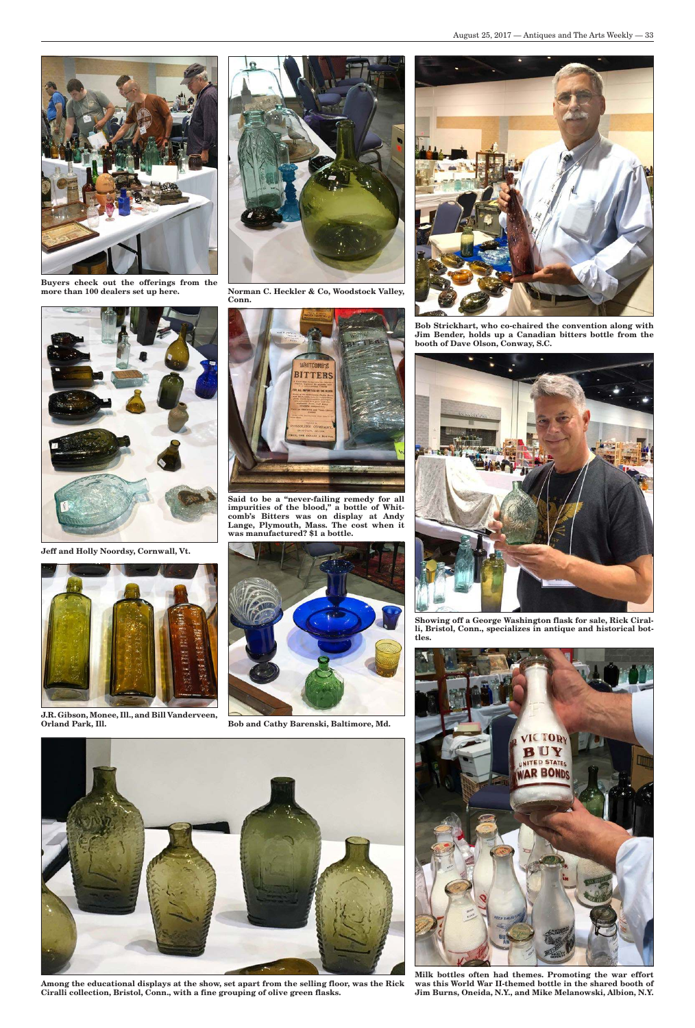Buyers check out the offerings from the more than 100 dealers set up here.

Norman C. Heckler & Co, Woodstock Valley, Conn.

Bob Strickhart, who co-chaired the convention along with Jim Bender, holds up a Canadian bitters bottle from the booth of Dave Olson, Conway, S.C.

Jeff and Holly Noordsy, Cornwall, Vt.

Said to be a "never-failing remedy for all impurities of the blood," a bottle of Whitcomb's Bitters was on display at Andy Lange, Plymouth, Mass. The cost when it was manufactured? $1 a bottle.

Showing off a George Washington flask for sale, Rick Ciralli, Bristol, Conn., specializes in antique and historical bottles.

J.R. Gibson, Monee, Ill., and Bill Vanderveen, Orland Park, Ill.

Bob and Cathy Barenski, Baltimore, Md.

Among the educational displays at the show, set apart from the selling floor, was the Rick Ciralli collection, Bristol, Conn., with a fine grouping of olive green flasks.

Milk bottles often had themes. Promoting the war effort was this World War II-themed bottle in the shared booth of Jim Burns, Oneida, N.Y., and Mike Melanowski, Albion, N.Y.